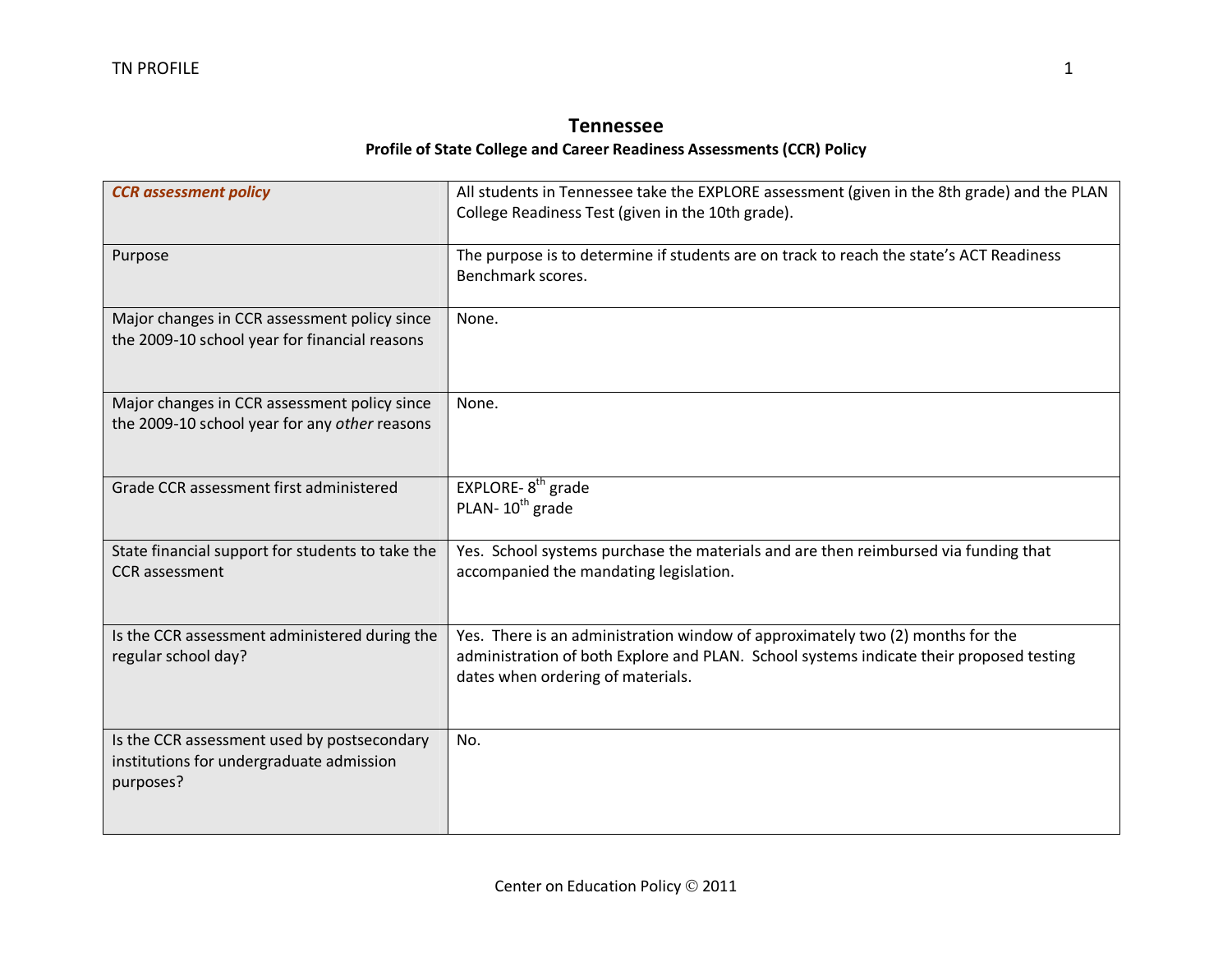# Tennessee

## Profile of State College and Career Readiness Assessments (CCR) Policy

| ***CCR assessment policy*** | All students in Tennessee take the EXPLORE assessment (given in the 8th grade) and the PLAN College Readiness Test (given in the 10th grade). |
|---|---|
| Purpose | The purpose is to determine if students are on track to reach the state's ACT Readiness Benchmark scores. |
| Major changes in CCR assessment policy since the 2009-10 school year for financial reasons | None. |
| Major changes in CCR assessment policy since the 2009-10 school year for any *other* reasons | None. |
| Grade CCR assessment first administered | EXPLORE- 8th grade<br>PLAN- 10th grade |
| State financial support for students to take the CCR assessment | Yes. School systems purchase the materials and are then reimbursed via funding that accompanied the mandating legislation. |
| Is the CCR assessment administered during the regular school day? | Yes. There is an administration window of approximately two (2) months for the administration of both Explore and PLAN. School systems indicate their proposed testing dates when ordering of materials. |
| Is the CCR assessment used by postsecondary institutions for undergraduate admission purposes? | No. |

Center on Education Policy © 2011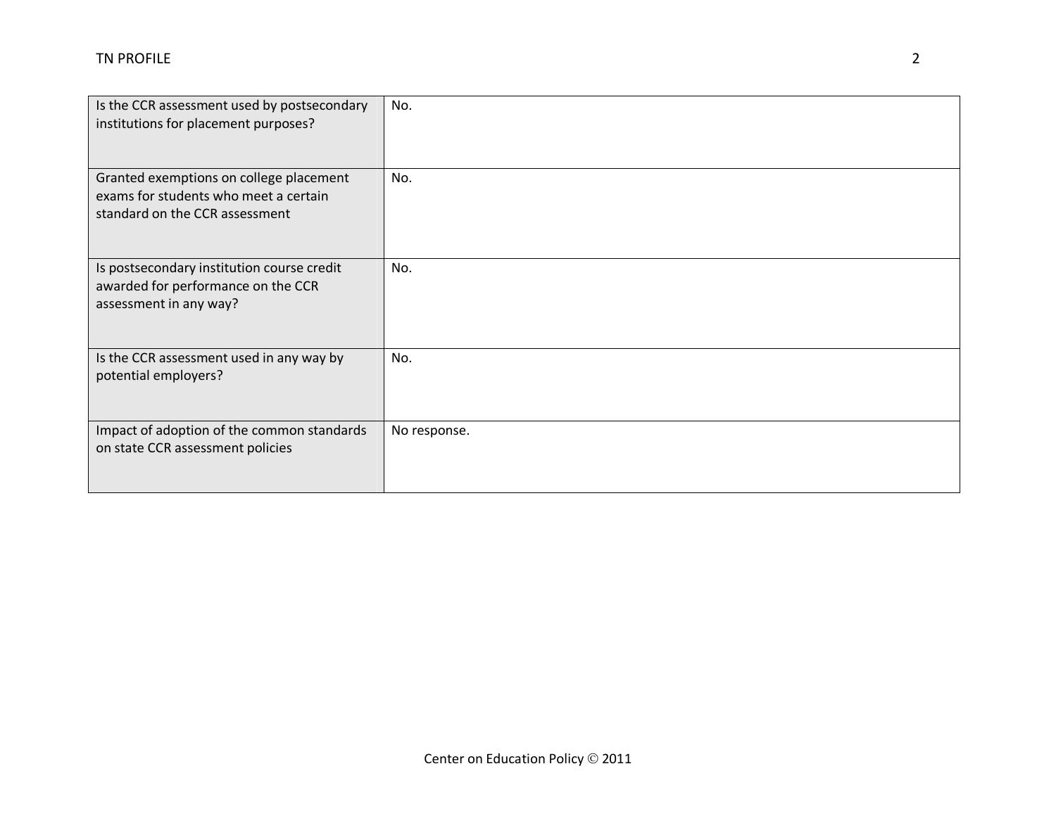| | |
|---|---|
| Is the CCR assessment used by postsecondary institutions for placement purposes? | No. |
| Granted exemptions on college placement exams for students who meet a certain standard on the CCR assessment | No. |
| Is postsecondary institution course credit awarded for performance on the CCR assessment in any way? | No. |
| Is the CCR assessment used in any way by potential employers? | No. |
| Impact of adoption of the common standards on state CCR assessment policies | No response. |

Center on Education Policy © 2011